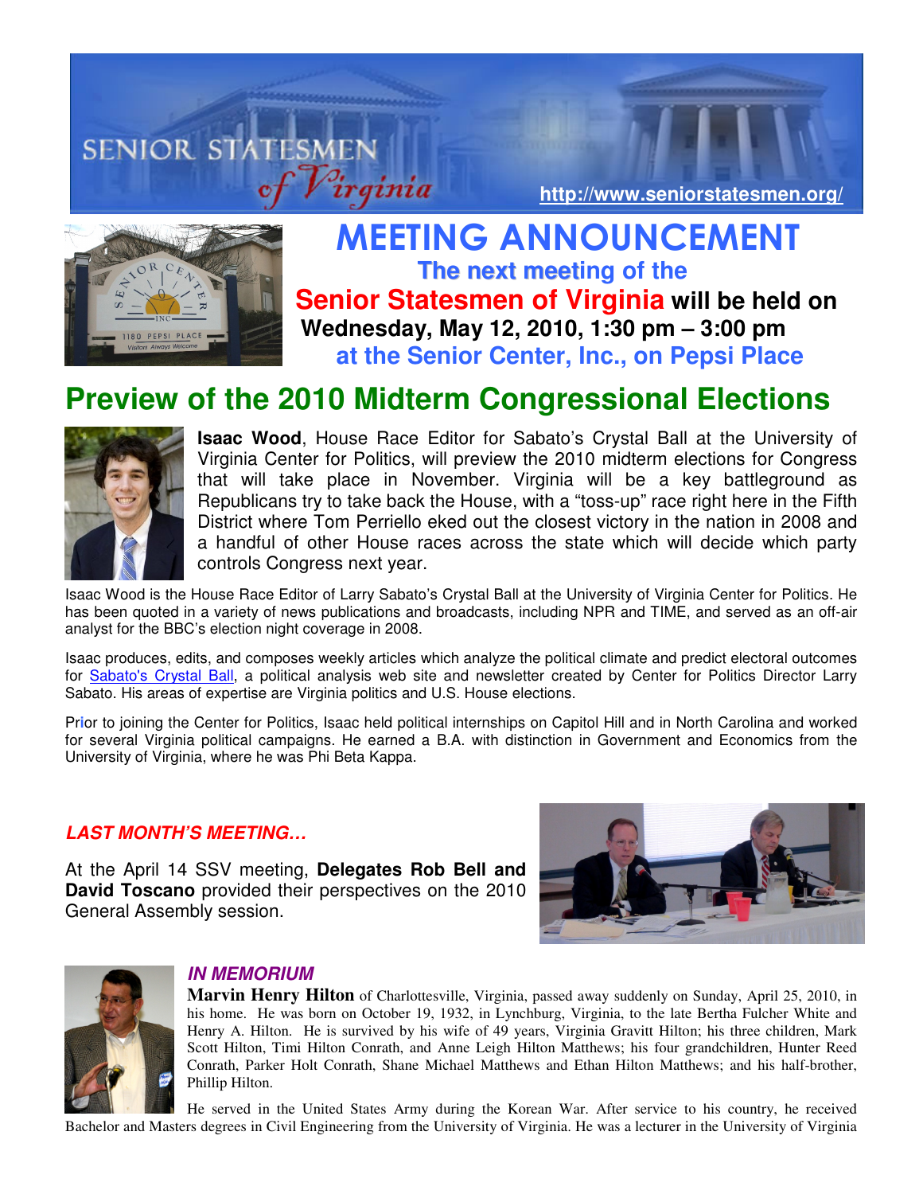SENIOR STATESMEN of Virginia

http://www.seniorstatesmen.org/

# MEETING ANNOUNCEMENT

**The next meeting of the Senior Statesmen of Virginia will be held on Wednesday, May 12, 2010, 1:30 pm – 3:00 pm at the Senior Center, Inc., on Pepsi Place**

## Preview of the 2010 Midterm Congressional Elections

**Isaac Wood**, House Race Editor for Sabato's Crystal Ball at the University of Virginia Center for Politics, will preview the 2010 midterm elections for Congress that will take place in November. Virginia will be a key battleground as Republicans try to take back the House, with a "toss-up" race right here in the Fifth District where Tom Perriello eked out the closest victory in the nation in 2008 and a handful of other House races across the state which will decide which party controls Congress next year.

Isaac Wood is the House Race Editor of Larry Sabato's Crystal Ball at the University of Virginia Center for Politics. He has been quoted in a variety of news publications and broadcasts, including NPR and TIME, and served as an off-air analyst for the BBC's election night coverage in 2008.

Isaac produces, edits, and composes weekly articles which analyze the political climate and predict electoral outcomes for Sabato's Crystal Ball, a political analysis web site and newsletter created by Center for Politics Director Larry Sabato. His areas of expertise are Virginia politics and U.S. House elections.

Prior to joining the Center for Politics, Isaac held political internships on Capitol Hill and in North Carolina and worked for several Virginia political campaigns. He earned a B.A. with distinction in Government and Economics from the University of Virginia, where he was Phi Beta Kappa.

### *LAST MONTH'S MEETING…*

At the April 14 SSV meeting, **Delegates Rob Bell and David Toscano** provided their perspectives on the 2010 General Assembly session.

### *IN MEMORIUM*

**Marvin Henry Hilton** of Charlottesville, Virginia, passed away suddenly on Sunday, April 25, 2010, in his home. He was born on October 19, 1932, in Lynchburg, Virginia, to the late Bertha Fulcher White and Henry A. Hilton. He is survived by his wife of 49 years, Virginia Gravitt Hilton; his three children, Mark Scott Hilton, Timi Hilton Conrath, and Anne Leigh Hilton Matthews; his four grandchildren, Hunter Reed Conrath, Parker Holt Conrath, Shane Michael Matthews and Ethan Hilton Matthews; and his half-brother, Phillip Hilton.

He served in the United States Army during the Korean War. After service to his country, he received Bachelor and Masters degrees in Civil Engineering from the University of Virginia. He was a lecturer in the University of Virginia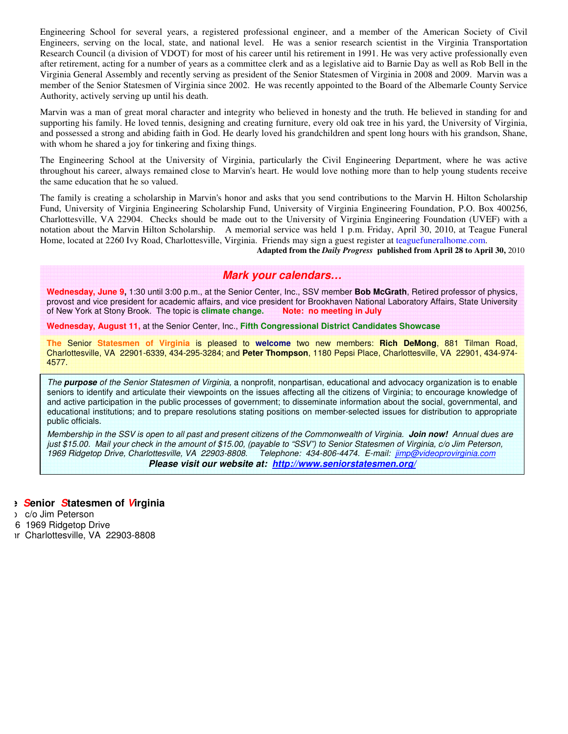Engineering School for several years, a registered professional engineer, and a member of the American Society of Civil Engineers, serving on the local, state, and national level. He was a senior research scientist in the Virginia Transportation Research Council (a division of VDOT) for most of his career until his retirement in 1991. He was very active professionally even after retirement, acting for a number of years as a committee clerk and as a legislative aid to Barnie Day as well as Rob Bell in the Virginia General Assembly and recently serving as president of the Senior Statesmen of Virginia in 2008 and 2009. Marvin was a member of the Senior Statesmen of Virginia since 2002. He was recently appointed to the Board of the Albemarle County Service Authority, actively serving up until his death.

Marvin was a man of great moral character and integrity who believed in honesty and the truth. He believed in standing for and supporting his family. He loved tennis, designing and creating furniture, every old oak tree in his yard, the University of Virginia, and possessed a strong and abiding faith in God. He dearly loved his grandchildren and spent long hours with his grandson, Shane, with whom he shared a joy for tinkering and fixing things.

The Engineering School at the University of Virginia, particularly the Civil Engineering Department, where he was active throughout his career, always remained close to Marvin's heart. He would love nothing more than to help young students receive the same education that he so valued.

The family is creating a scholarship in Marvin's honor and asks that you send contributions to the Marvin H. Hilton Scholarship Fund, University of Virginia Engineering Scholarship Fund, University of Virginia Engineering Foundation, P.O. Box 400256, Charlottesville, VA 22904. Checks should be made out to the University of Virginia Engineering Foundation (UVEF) with a notation about the Marvin Hilton Scholarship. A memorial service was held 1 p.m. Friday, April 30, 2010, at Teague Funeral Home, located at 2260 Ivy Road, Charlottesville, Virginia. Friends may sign a guest register at teaguefuneralhome.com.

**Adapted from the *Daily Progress* published from April 28 to April 30,** 2010

## *Mark your calendars…*

**Wednesday, June 9,** 1:30 until 3:00 p.m., at the Senior Center, Inc., SSV member **Bob McGrath**, Retired professor of physics, provost and vice president for academic affairs, and vice president for Brookhaven National Laboratory Affairs, State University of New York at Stony Brook. The topic is **climate change.** **Note: no meeting in July**

**Wednesday, August 11,** at the Senior Center, Inc., **Fifth Congressional District Candidates Showcase**

**The** Senior **Statesmen of Virginia** is pleased to **welcome** two new members: **Rich DeMong**, 881 Tilman Road, Charlottesville, VA 22901-6339, 434-295-3284; and **Peter Thompson**, 1180 Pepsi Place, Charlottesville, VA 22901, 434-974-4577.

*The **purpose** of the Senior Statesmen of Virginia,* a nonprofit, nonpartisan, educational and advocacy organization is to enable seniors to identify and articulate their viewpoints on the issues affecting all the citizens of Virginia; to encourage knowledge of and active participation in the public processes of government; to disseminate information about the social, governmental, and educational institutions; and to prepare resolutions stating positions on member-selected issues for distribution to appropriate public officials.

*Membership in the SSV is open to all past and present citizens of the Commonwealth of Virginia.* ***Join now!*** *Annual dues are just $15.00. Mail your check in the amount of $15.00, (payable to "SSV") to Senior Statesmen of Virginia, c/o Jim Peterson, 1969 Ridgetop Drive, Charlottesville, VA 22903-8808. Telephone: 434-806-4474. E-mail: jimp@videoprovirginia.com*

***Please visit our website at: http://www.seniorstatesmen.org/***

**Senior Statesmen of Virginia**
c/o Jim Peterson
1969 Ridgetop Drive
Charlottesville, VA 22903-8808